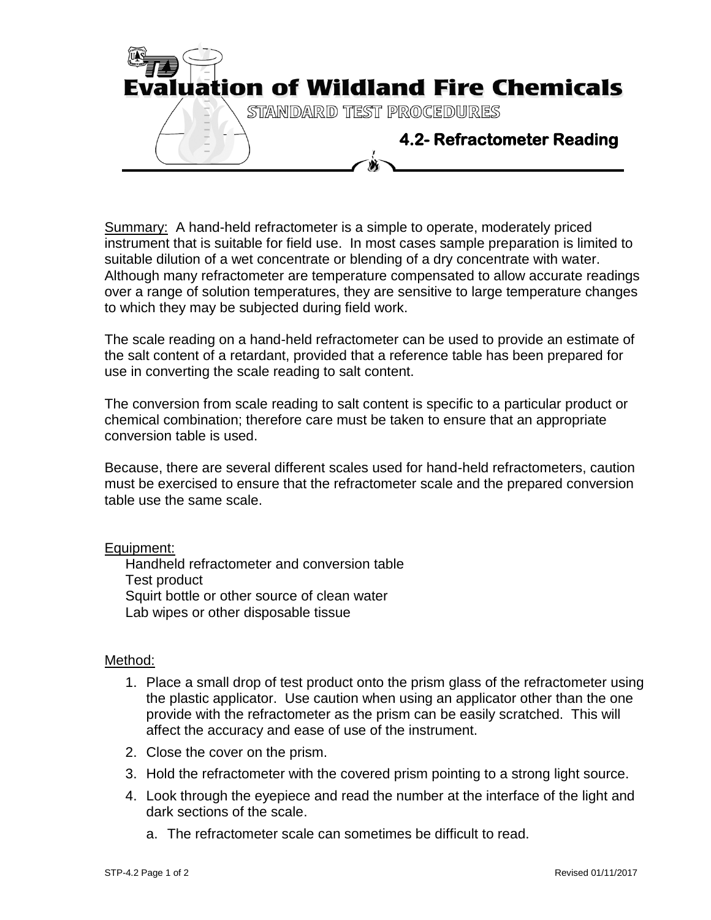# Evaluation of Wildland Fire Chemicals

STANDARD TEST PROCEDURES

## 4.2- Refractometer Reading

Summary: A hand-held refractometer is a simple to operate, moderately priced instrument that is suitable for field use. In most cases sample preparation is limited to suitable dilution of a wet concentrate or blending of a dry concentrate with water. Although many refractometer are temperature compensated to allow accurate readings over a range of solution temperatures, they are sensitive to large temperature changes to which they may be subjected during field work.

The scale reading on a hand-held refractometer can be used to provide an estimate of the salt content of a retardant, provided that a reference table has been prepared for use in converting the scale reading to salt content.

The conversion from scale reading to salt content is specific to a particular product or chemical combination; therefore care must be taken to ensure that an appropriate conversion table is used.

Because, there are several different scales used for hand-held refractometers, caution must be exercised to ensure that the refractometer scale and the prepared conversion table use the same scale.

Equipment:

Handheld refractometer and conversion table
Test product
Squirt bottle or other source of clean water
Lab wipes or other disposable tissue

Method:

1. Place a small drop of test product onto the prism glass of the refractometer using the plastic applicator. Use caution when using an applicator other than the one provide with the refractometer as the prism can be easily scratched. This will affect the accuracy and ease of use of the instrument.
2. Close the cover on the prism.
3. Hold the refractometer with the covered prism pointing to a strong light source.
4. Look through the eyepiece and read the number at the interface of the light and dark sections of the scale.
   a. The refractometer scale can sometimes be difficult to read.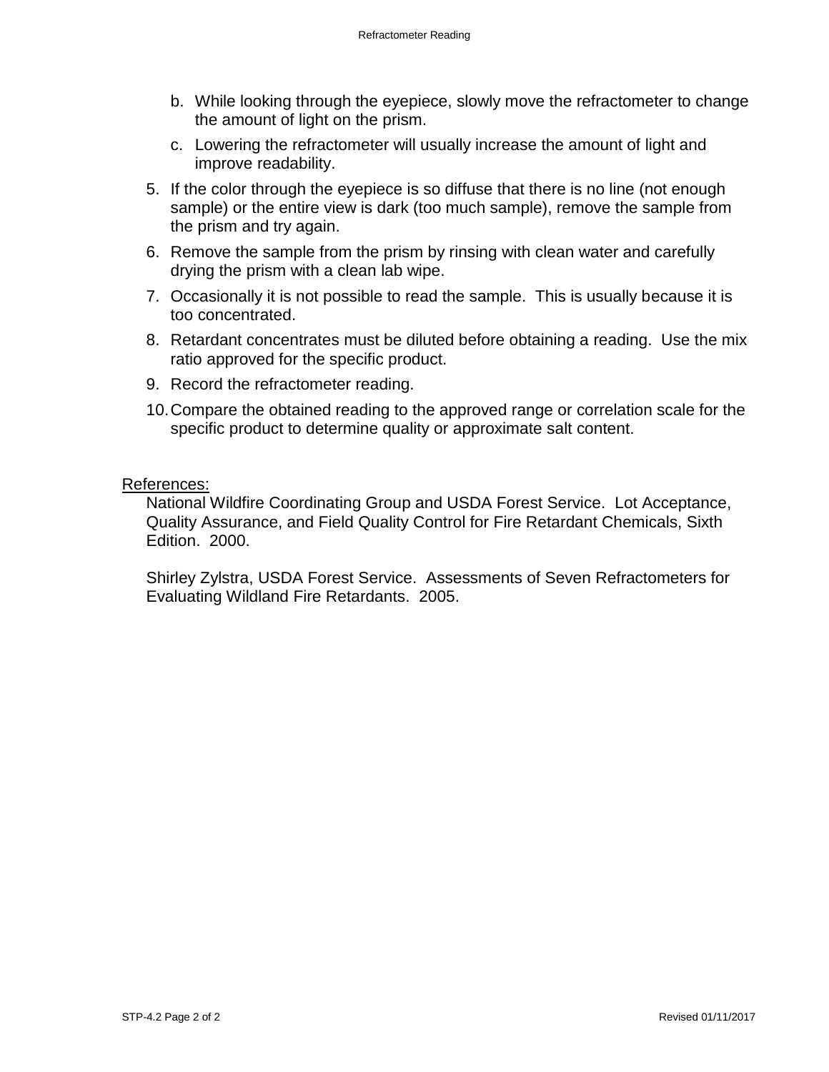b. While looking through the eyepiece, slowly move the refractometer to change the amount of light on the prism.
   c. Lowering the refractometer will usually increase the amount of light and improve readability.

5. If the color through the eyepiece is so diffuse that there is no line (not enough sample) or the entire view is dark (too much sample), remove the sample from the prism and try again.
6. Remove the sample from the prism by rinsing with clean water and carefully drying the prism with a clean lab wipe.
7. Occasionally it is not possible to read the sample. This is usually because it is too concentrated.
8. Retardant concentrates must be diluted before obtaining a reading. Use the mix ratio approved for the specific product.
9. Record the refractometer reading.
10. Compare the obtained reading to the approved range or correlation scale for the specific product to determine quality or approximate salt content.

References:

National Wildfire Coordinating Group and USDA Forest Service. Lot Acceptance, Quality Assurance, and Field Quality Control for Fire Retardant Chemicals, Sixth Edition. 2000.

Shirley Zylstra, USDA Forest Service. Assessments of Seven Refractometers for Evaluating Wildland Fire Retardants. 2005.